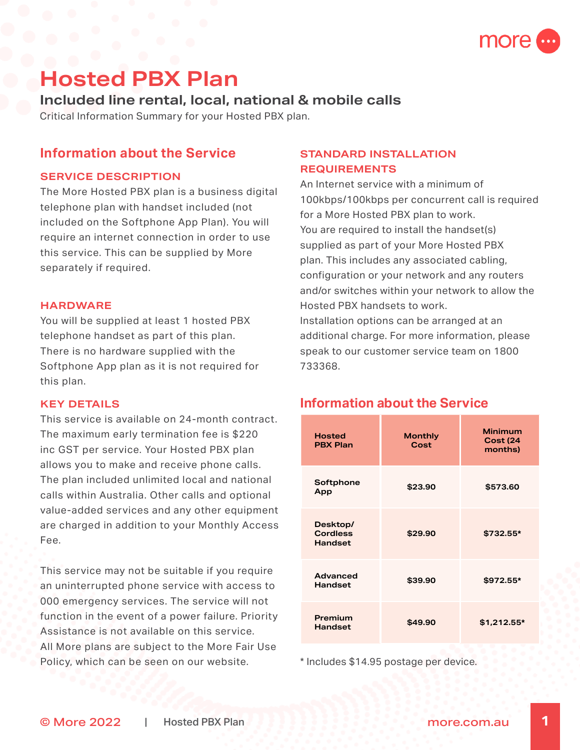# Hosted PBX Plan

## Included line rental, local, national & mobile calls

Critical Information Summary for your Hosted PBX plan.

## Information about the Service

### SERVICE DESCRIPTION

The More Hosted PBX plan is a business digital telephone plan with handset included (not included on the Softphone App Plan). You will require an internet connection in order to use this service. This can be supplied by More separately if required.

### HARDWARE

You will be supplied at least 1 hosted PBX telephone handset as part of this plan. There is no hardware supplied with the Softphone App plan as it is not required for this plan.

### KEY DETAILS

This service is available on 24-month contract. The maximum early termination fee is $220 inc GST per service. Your Hosted PBX plan allows you to make and receive phone calls. The plan included unlimited local and national calls within Australia. Other calls and optional value-added services and any other equipment are charged in addition to your Monthly Access Fee.

This service may not be suitable if you require an uninterrupted phone service with access to 000 emergency services. The service will not function in the event of a power failure. Priority Assistance is not available on this service. All More plans are subject to the More Fair Use Policy, which can be seen on our website.

### STANDARD INSTALLATION REQUIREMENTS

An Internet service with a minimum of 100kbps/100kbps per concurrent call is required for a More Hosted PBX plan to work.
You are required to install the handset(s) supplied as part of your More Hosted PBX plan. This includes any associated cabling, configuration or your network and any routers and/or switches within your network to allow the Hosted PBX handsets to work.
Installation options can be arranged at an additional charge. For more information, please speak to our customer service team on 1800 733368.

## Information about the Service

| Hosted PBX Plan | Monthly Cost | Minimum Cost (24 months) |
|---|---|---|
| Softphone App | $23.90 | $573.60 |
| Desktop/ Cordless Handset | $29.90 | $732.55* |
| Advanced Handset | $39.90 | $972.55* |
| Premium Handset | $49.90 | $1,212.55* |

* Includes $14.95 postage per device.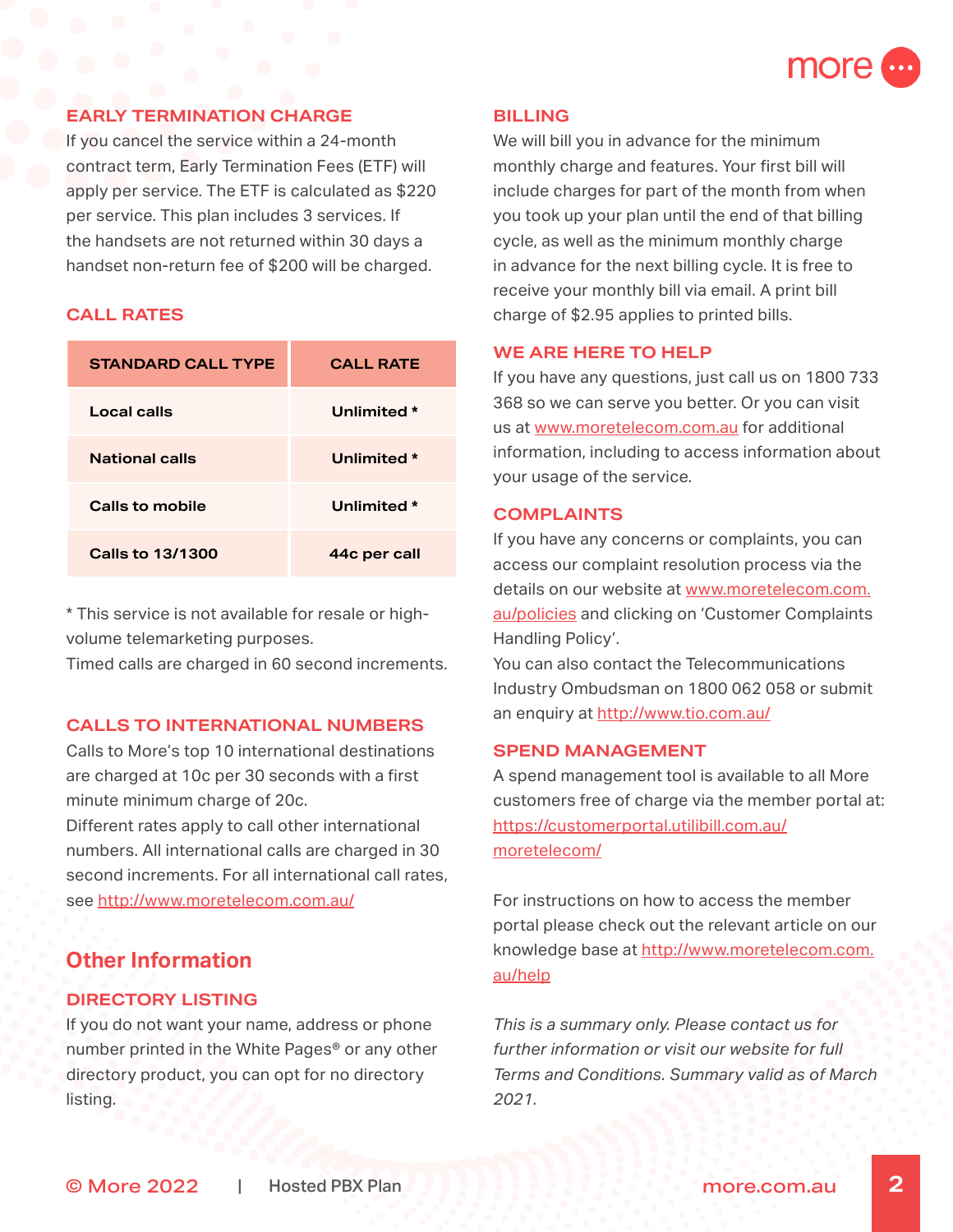## EARLY TERMINATION CHARGE

If you cancel the service within a 24-month contract term, Early Termination Fees (ETF) will apply per service. The ETF is calculated as $220 per service. This plan includes 3 services. If the handsets are not returned within 30 days a handset non-return fee of $200 will be charged.

## CALL RATES

| STANDARD CALL TYPE | CALL RATE |
|---|---|
| Local calls | Unlimited * |
| National calls | Unlimited * |
| Calls to mobile | Unlimited * |
| Calls to 13/1300 | 44c per call |

* This service is not available for resale or high-volume telemarketing purposes.
Timed calls are charged in 60 second increments.

## CALLS TO INTERNATIONAL NUMBERS

Calls to More's top 10 international destinations are charged at 10c per 30 seconds with a first minute minimum charge of 20c.
Different rates apply to call other international numbers. All international calls are charged in 30 second increments. For all international call rates, see http://www.moretelecom.com.au/

# Other Information

## DIRECTORY LISTING

If you do not want your name, address or phone number printed in the White Pages® or any other directory product, you can opt for no directory listing.

## BILLING

We will bill you in advance for the minimum monthly charge and features. Your first bill will include charges for part of the month from when you took up your plan until the end of that billing cycle, as well as the minimum monthly charge in advance for the next billing cycle. It is free to receive your monthly bill via email. A print bill charge of $2.95 applies to printed bills.

## WE ARE HERE TO HELP

If you have any questions, just call us on 1800 733 368 so we can serve you better. Or you can visit us at www.moretelecom.com.au for additional information, including to access information about your usage of the service.

## COMPLAINTS

If you have any concerns or complaints, you can access our complaint resolution process via the details on our website at www.moretelecom.com.au/policies and clicking on 'Customer Complaints Handling Policy'.
You can also contact the Telecommunications Industry Ombudsman on 1800 062 058 or submit an enquiry at http://www.tio.com.au/

## SPEND MANAGEMENT

A spend management tool is available to all More customers free of charge via the member portal at: https://customerportal.utilibill.com.au/moretelecom/

For instructions on how to access the member portal please check out the relevant article on our knowledge base at http://www.moretelecom.com.au/help

*This is a summary only. Please contact us for further information or visit our website for full Terms and Conditions. Summary valid as of March 2021.*